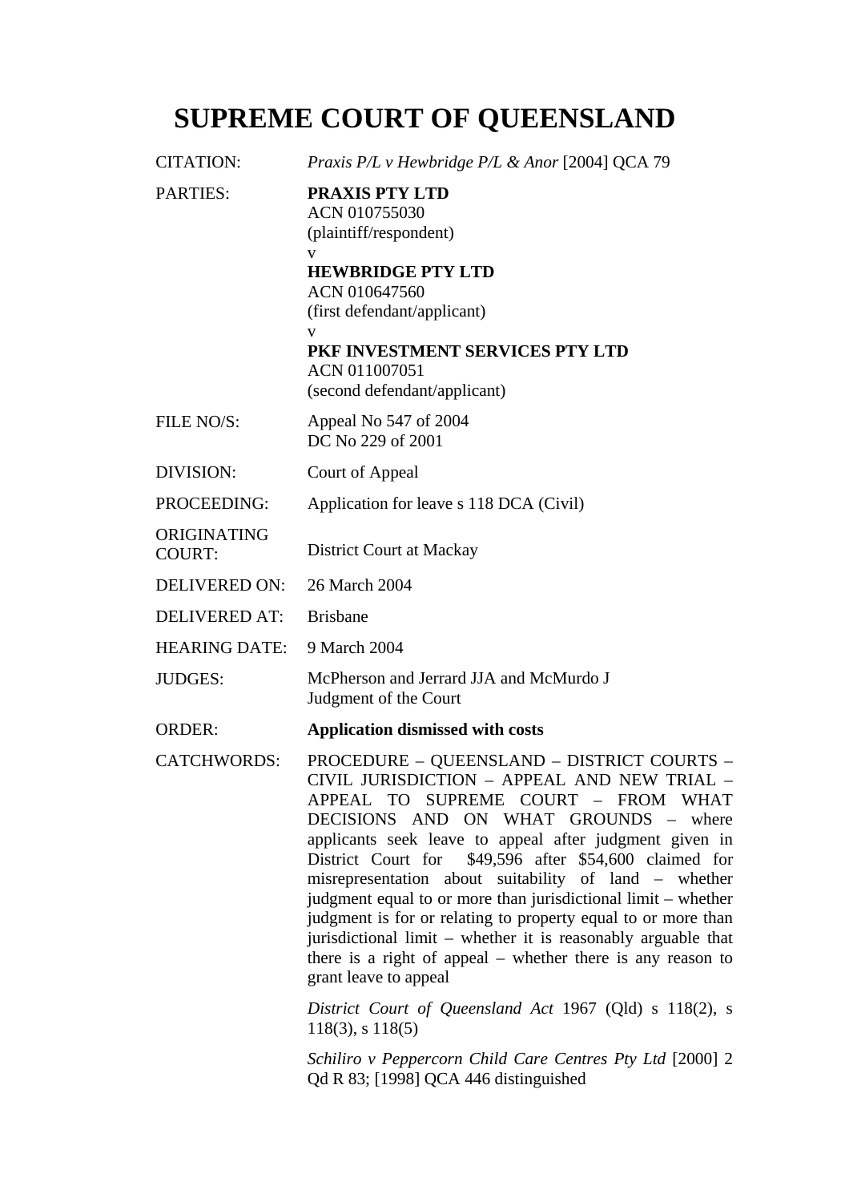# SUPREME COURT OF QUEENSLAND

| | |
|---|---|
| CITATION: | *Praxis P/L v Hewbridge P/L & Anor* [2004] QCA 79 |
| PARTIES: | **PRAXIS PTY LTD**<br>ACN 010755030<br>(plaintiff/respondent)<br>v<br>**HEWBRIDGE PTY LTD**<br>ACN 010647560<br>(first defendant/applicant)<br>v<br>**PKF INVESTMENT SERVICES PTY LTD**<br>ACN 011007051<br>(second defendant/applicant) |
| FILE NO/S: | Appeal No 547 of 2004<br>DC No 229 of 2001 |
| DIVISION: | Court of Appeal |
| PROCEEDING: | Application for leave s 118 DCA (Civil) |
| ORIGINATING COURT: | District Court at Mackay |
| DELIVERED ON: | 26 March 2004 |
| DELIVERED AT: | Brisbane |
| HEARING DATE: | 9 March 2004 |
| JUDGES: | McPherson and Jerrard JJA and McMurdo J<br>Judgment of the Court |
| ORDER: | **Application dismissed with costs** |
| CATCHWORDS: | PROCEDURE – QUEENSLAND – DISTRICT COURTS – CIVIL JURISDICTION – APPEAL AND NEW TRIAL – APPEAL TO SUPREME COURT – FROM WHAT DECISIONS AND ON WHAT GROUNDS – where applicants seek leave to appeal after judgment given in District Court for $49,596 after $54,600 claimed for misrepresentation about suitability of land – whether judgment equal to or more than jurisdictional limit – whether judgment is for or relating to property equal to or more than jurisdictional limit – whether it is reasonably arguable that there is a right of appeal – whether there is any reason to grant leave to appeal<br><br>*District Court of Queensland Act* 1967 (Qld) s 118(2), s 118(3), s 118(5)<br><br>*Schiliro v Peppercorn Child Care Centres Pty Ltd* [2000] 2 Qd R 83; [1998] QCA 446 distinguished |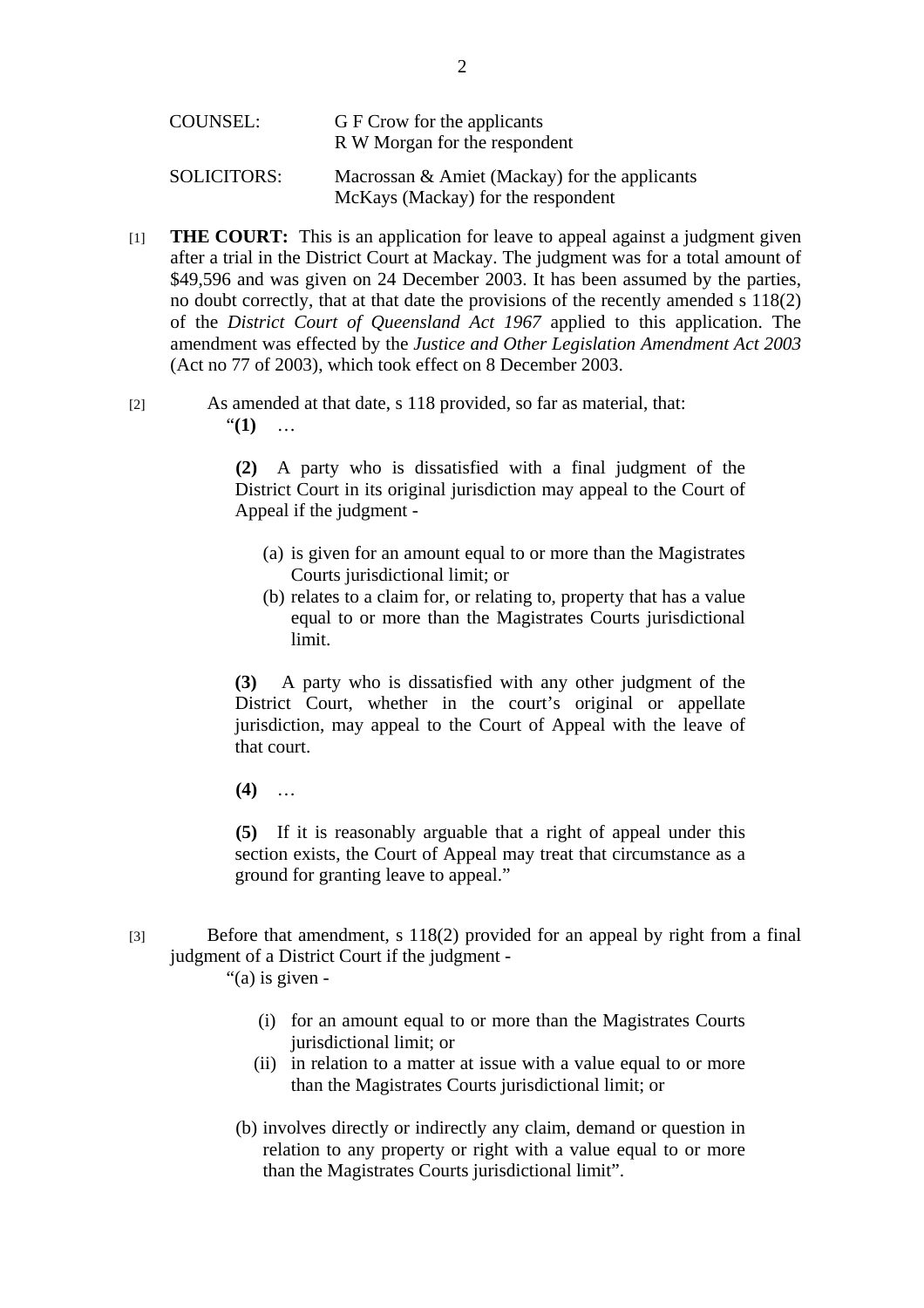COUNSEL: G F Crow for the applicants
R W Morgan for the respondent

SOLICITORS: Macrossan & Amiet (Mackay) for the applicants
McKays (Mackay) for the respondent

[1] **THE COURT:** This is an application for leave to appeal against a judgment given after a trial in the District Court at Mackay. The judgment was for a total amount of $49,596 and was given on 24 December 2003. It has been assumed by the parties, no doubt correctly, that at that date the provisions of the recently amended s 118(2) of the *District Court of Queensland Act 1967* applied to this application. The amendment was effected by the *Justice and Other Legislation Amendment Act 2003* (Act no 77 of 2003), which took effect on 8 December 2003.

[2] As amended at that date, s 118 provided, so far as material, that:

> "**(1)** …
>
> **(2)** A party who is dissatisfied with a final judgment of the District Court in its original jurisdiction may appeal to the Court of Appeal if the judgment -
>
> (a) is given for an amount equal to or more than the Magistrates Courts jurisdictional limit; or
> (b) relates to a claim for, or relating to, property that has a value equal to or more than the Magistrates Courts jurisdictional limit.
>
> **(3)** A party who is dissatisfied with any other judgment of the District Court, whether in the court's original or appellate jurisdiction, may appeal to the Court of Appeal with the leave of that court.
>
> **(4)** …
>
> **(5)** If it is reasonably arguable that a right of appeal under this section exists, the Court of Appeal may treat that circumstance as a ground for granting leave to appeal."

[3] Before that amendment, s 118(2) provided for an appeal by right from a final judgment of a District Court if the judgment -

> "(a) is given -
>
> (i) for an amount equal to or more than the Magistrates Courts jurisdictional limit; or
> (ii) in relation to a matter at issue with a value equal to or more than the Magistrates Courts jurisdictional limit; or
>
> (b) involves directly or indirectly any claim, demand or question in relation to any property or right with a value equal to or more than the Magistrates Courts jurisdictional limit".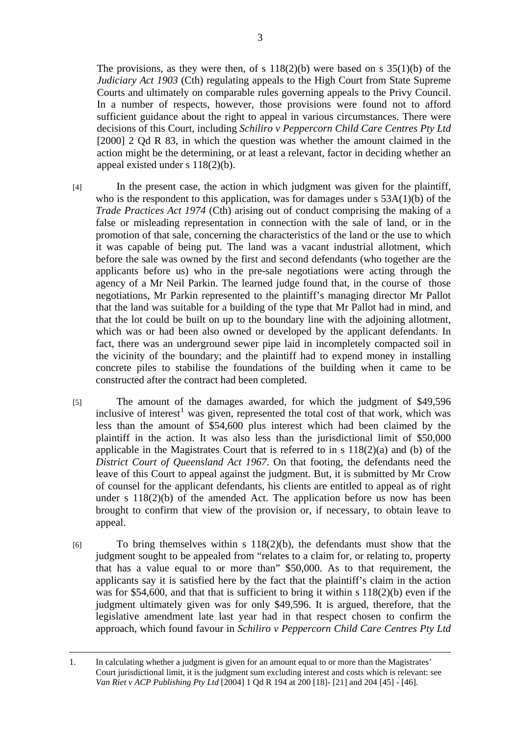The provisions, as they were then, of s 118(2)(b) were based on s 35(1)(b) of the *Judiciary Act 1903* (Cth) regulating appeals to the High Court from State Supreme Courts and ultimately on comparable rules governing appeals to the Privy Council. In a number of respects, however, those provisions were found not to afford sufficient guidance about the right to appeal in various circumstances. There were decisions of this Court, including *Schiliro v Peppercorn Child Care Centres Pty Ltd* [2000] 2 Qd R 83, in which the question was whether the amount claimed in the action might be the determining, or at least a relevant, factor in deciding whether an appeal existed under s 118(2)(b).

[4] In the present case, the action in which judgment was given for the plaintiff, who is the respondent to this application, was for damages under s 53A(1)(b) of the *Trade Practices Act 1974* (Cth) arising out of conduct comprising the making of a false or misleading representation in connection with the sale of land, or in the promotion of that sale, concerning the characteristics of the land or the use to which it was capable of being put. The land was a vacant industrial allotment, which before the sale was owned by the first and second defendants (who together are the applicants before us) who in the pre-sale negotiations were acting through the agency of a Mr Neil Parkin. The learned judge found that, in the course of those negotiations, Mr Parkin represented to the plaintiff's managing director Mr Pallot that the land was suitable for a building of the type that Mr Pallot had in mind, and that the lot could be built on up to the boundary line with the adjoining allotment, which was or had been also owned or developed by the applicant defendants. In fact, there was an underground sewer pipe laid in incompletely compacted soil in the vicinity of the boundary; and the plaintiff had to expend money in installing concrete piles to stabilise the foundations of the building when it came to be constructed after the contract had been completed.

[5] The amount of the damages awarded, for which the judgment of $49,596 inclusive of interest[1] was given, represented the total cost of that work, which was less than the amount of $54,600 plus interest which had been claimed by the plaintiff in the action. It was also less than the jurisdictional limit of $50,000 applicable in the Magistrates Court that is referred to in s 118(2)(a) and (b) of the *District Court of Queensland Act 1967*. On that footing, the defendants need the leave of this Court to appeal against the judgment. But, it is submitted by Mr Crow of counsel for the applicant defendants, his clients are entitled to appeal as of right under s 118(2)(b) of the amended Act. The application before us now has been brought to confirm that view of the provision or, if necessary, to obtain leave to appeal.

[6] To bring themselves within s 118(2)(b), the defendants must show that the judgment sought to be appealed from "relates to a claim for, or relating to, property that has a value equal to or more than" $50,000. As to that requirement, the applicants say it is satisfied here by the fact that the plaintiff's claim in the action was for $54,600, and that that is sufficient to bring it within s 118(2)(b) even if the judgment ultimately given was for only $49,596. It is argued, therefore, that the legislative amendment late last year had in that respect chosen to confirm the approach, which found favour in *Schiliro v Peppercorn Child Care Centres Pty Ltd*

1. In calculating whether a judgment is given for an amount equal to or more than the Magistrates' Court jurisdictional limit, it is the judgment sum excluding interest and costs which is relevant: see *Van Riet v ACP Publishing Pty Ltd* [2004] 1 Qd R 194 at 200 [18]- [21] and 204 [45] - [46].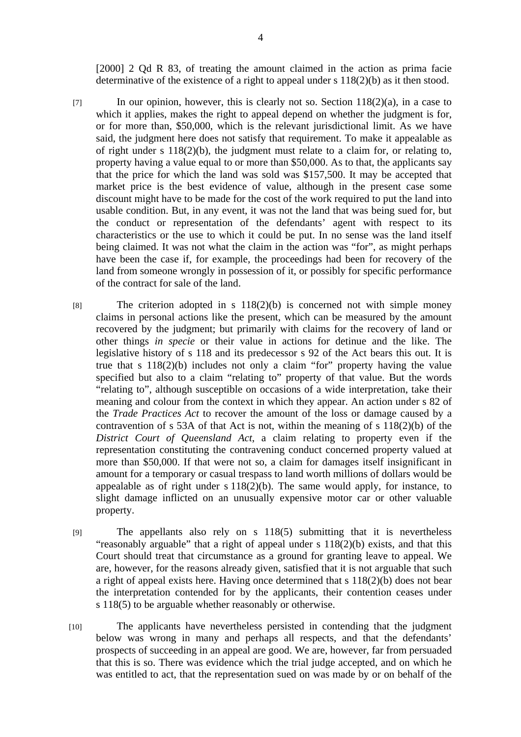[2000] 2 Qd R 83, of treating the amount claimed in the action as prima facie determinative of the existence of a right to appeal under s 118(2)(b) as it then stood.

[7] In our opinion, however, this is clearly not so. Section 118(2)(a), in a case to which it applies, makes the right to appeal depend on whether the judgment is for, or for more than, $50,000, which is the relevant jurisdictional limit. As we have said, the judgment here does not satisfy that requirement. To make it appealable as of right under s 118(2)(b), the judgment must relate to a claim for, or relating to, property having a value equal to or more than $50,000. As to that, the applicants say that the price for which the land was sold was $157,500. It may be accepted that market price is the best evidence of value, although in the present case some discount might have to be made for the cost of the work required to put the land into usable condition. But, in any event, it was not the land that was being sued for, but the conduct or representation of the defendants' agent with respect to its characteristics or the use to which it could be put. In no sense was the land itself being claimed. It was not what the claim in the action was "for", as might perhaps have been the case if, for example, the proceedings had been for recovery of the land from someone wrongly in possession of it, or possibly for specific performance of the contract for sale of the land.

[8] The criterion adopted in s 118(2)(b) is concerned not with simple money claims in personal actions like the present, which can be measured by the amount recovered by the judgment; but primarily with claims for the recovery of land or other things *in specie* or their value in actions for detinue and the like. The legislative history of s 118 and its predecessor s 92 of the Act bears this out. It is true that s 118(2)(b) includes not only a claim "for" property having the value specified but also to a claim "relating to" property of that value. But the words "relating to", although susceptible on occasions of a wide interpretation, take their meaning and colour from the context in which they appear. An action under s 82 of the *Trade Practices Act* to recover the amount of the loss or damage caused by a contravention of s 53A of that Act is not, within the meaning of s 118(2)(b) of the *District Court of Queensland Act*, a claim relating to property even if the representation constituting the contravening conduct concerned property valued at more than $50,000. If that were not so, a claim for damages itself insignificant in amount for a temporary or casual trespass to land worth millions of dollars would be appealable as of right under s 118(2)(b). The same would apply, for instance, to slight damage inflicted on an unusually expensive motor car or other valuable property.

[9] The appellants also rely on s 118(5) submitting that it is nevertheless "reasonably arguable" that a right of appeal under s 118(2)(b) exists, and that this Court should treat that circumstance as a ground for granting leave to appeal. We are, however, for the reasons already given, satisfied that it is not arguable that such a right of appeal exists here. Having once determined that s 118(2)(b) does not bear the interpretation contended for by the applicants, their contention ceases under s 118(5) to be arguable whether reasonably or otherwise.

[10] The applicants have nevertheless persisted in contending that the judgment below was wrong in many and perhaps all respects, and that the defendants' prospects of succeeding in an appeal are good. We are, however, far from persuaded that this is so. There was evidence which the trial judge accepted, and on which he was entitled to act, that the representation sued on was made by or on behalf of the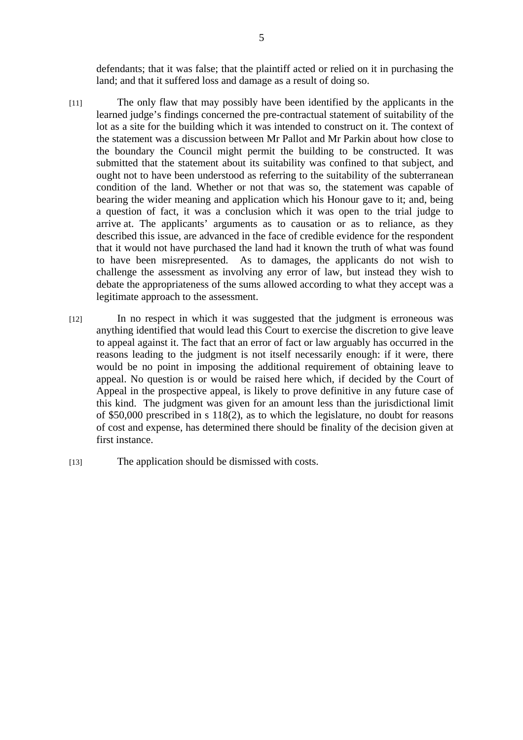defendants; that it was false; that the plaintiff acted or relied on it in purchasing the land; and that it suffered loss and damage as a result of doing so.

[11] The only flaw that may possibly have been identified by the applicants in the learned judge's findings concerned the pre-contractual statement of suitability of the lot as a site for the building which it was intended to construct on it. The context of the statement was a discussion between Mr Pallot and Mr Parkin about how close to the boundary the Council might permit the building to be constructed. It was submitted that the statement about its suitability was confined to that subject, and ought not to have been understood as referring to the suitability of the subterranean condition of the land. Whether or not that was so, the statement was capable of bearing the wider meaning and application which his Honour gave to it; and, being a question of fact, it was a conclusion which it was open to the trial judge to arrive at. The applicants' arguments as to causation or as to reliance, as they described this issue, are advanced in the face of credible evidence for the respondent that it would not have purchased the land had it known the truth of what was found to have been misrepresented. As to damages, the applicants do not wish to challenge the assessment as involving any error of law, but instead they wish to debate the appropriateness of the sums allowed according to what they accept was a legitimate approach to the assessment.

[12] In no respect in which it was suggested that the judgment is erroneous was anything identified that would lead this Court to exercise the discretion to give leave to appeal against it. The fact that an error of fact or law arguably has occurred in the reasons leading to the judgment is not itself necessarily enough: if it were, there would be no point in imposing the additional requirement of obtaining leave to appeal. No question is or would be raised here which, if decided by the Court of Appeal in the prospective appeal, is likely to prove definitive in any future case of this kind. The judgment was given for an amount less than the jurisdictional limit of $50,000 prescribed in s 118(2), as to which the legislature, no doubt for reasons of cost and expense, has determined there should be finality of the decision given at first instance.

[13] The application should be dismissed with costs.